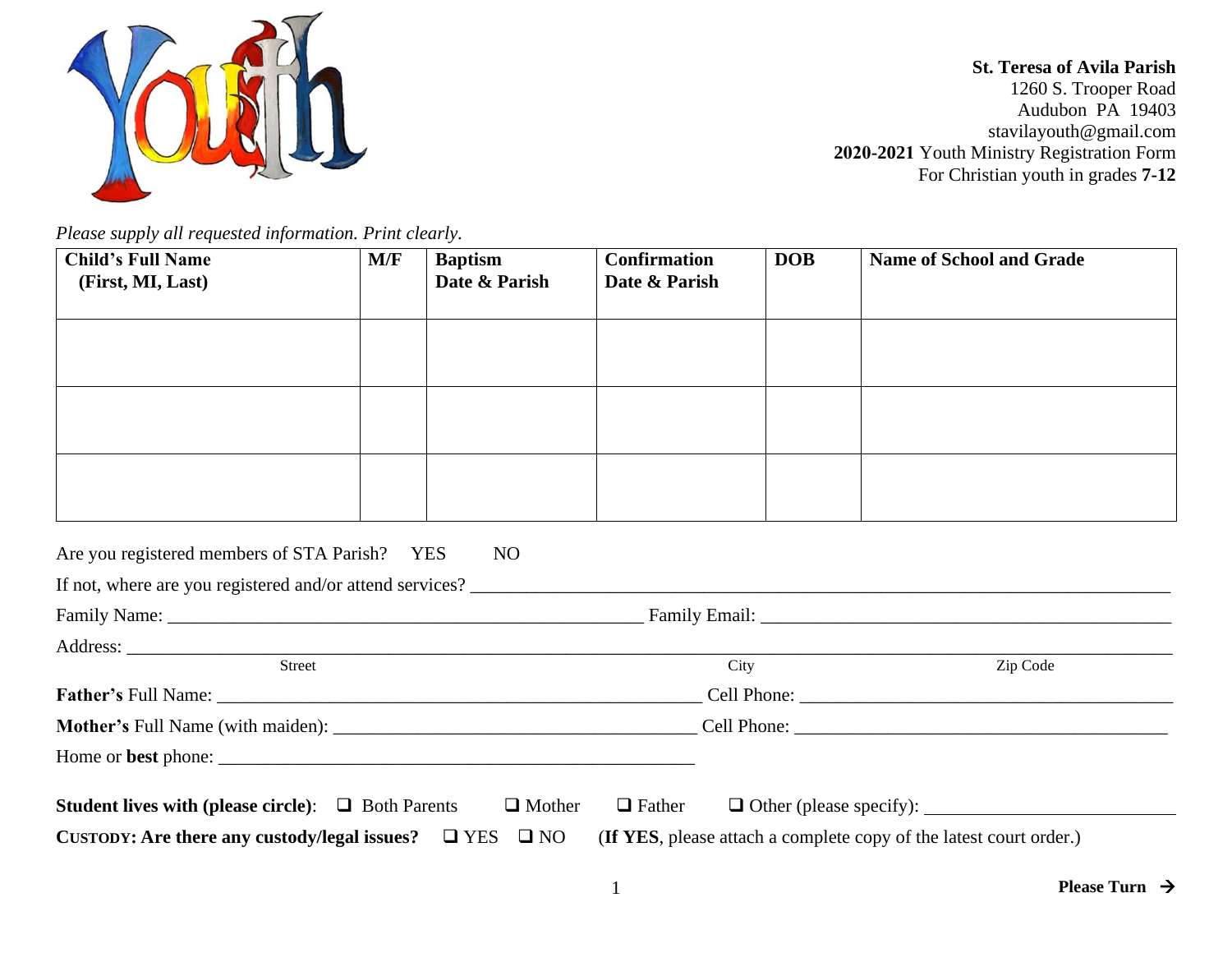**St. Teresa of Avila Parish**
1260 S. Trooper Road
Audubon PA 19403
stavilayouth@gmail.com
**2020-2021** Youth Ministry Registration Form
For Christian youth in grades **7-12**

*Please supply all requested information. Print clearly.*

| Child's Full Name (First, MI, Last) | M/F | Baptism Date & Parish | Confirmation Date & Parish | DOB | Name of School and Grade |
|---|---|---|---|---|---|
| | | | | | |
| | | | | | |
| | | | | | |

Are you registered members of STA Parish? YES NO

If not, where are you registered and/or attend services? ______________________________

Family Name: ______________________________ Family Email: ______________________________

Address: ______________________________
Street City Zip Code

**Father's** Full Name: ______________________________ Cell Phone: ______________________________

**Mother's** Full Name (with maiden): ______________________________ Cell Phone: ______________________________

Home or **best** phone: ______________________________

**Student lives with (please circle)**: ❑ Both Parents ❑ Mother ❑ Father ❑ Other (please specify): ______________________________

**CUSTODY: Are there any custody/legal issues?** ❑ YES ❑ NO (**If YES**, please attach a complete copy of the latest court order.)

**Please Turn →**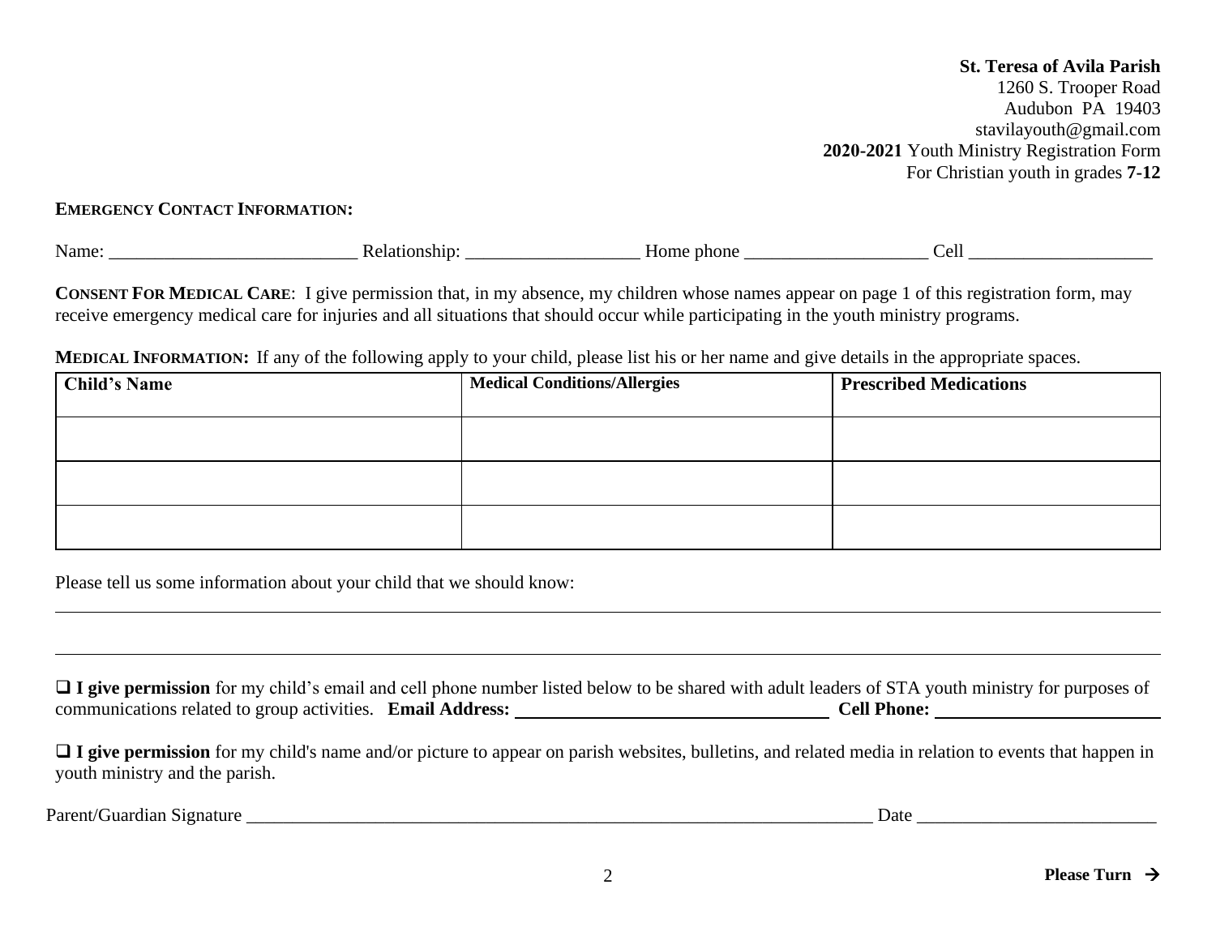**St. Teresa of Avila Parish**
1260 S. Trooper Road
Audubon PA 19403
stavilayouth@gmail.com
**2020-2021** Youth Ministry Registration Form
For Christian youth in grades **7-12**

**EMERGENCY CONTACT INFORMATION:**

Name: ___________________________ Relationship: ___________________ Home phone ____________________ Cell ____________________

**CONSENT FOR MEDICAL CARE**: I give permission that, in my absence, my children whose names appear on page 1 of this registration form, may receive emergency medical care for injuries and all situations that should occur while participating in the youth ministry programs.

**MEDICAL INFORMATION:** If any of the following apply to your child, please list his or her name and give details in the appropriate spaces.

| Child's Name | Medical Conditions/Allergies | Prescribed Medications |
|---|---|---|
| | | |
| | | |
| | | |

Please tell us some information about your child that we should know:

________________________________________________________________________________

________________________________________________________________________________

❑ **I give permission** for my child's email and cell phone number listed below to be shared with adult leaders of STA youth ministry for purposes of communications related to group activities. **Email Address:** ___________________________________ **Cell Phone:** _________________________

❑ **I give permission** for my child's name and/or picture to appear on parish websites, bulletins, and related media in relation to events that happen in youth ministry and the parish.

Parent/Guardian Signature ________________________________________________________________________ Date __________________________

**Please Turn →**